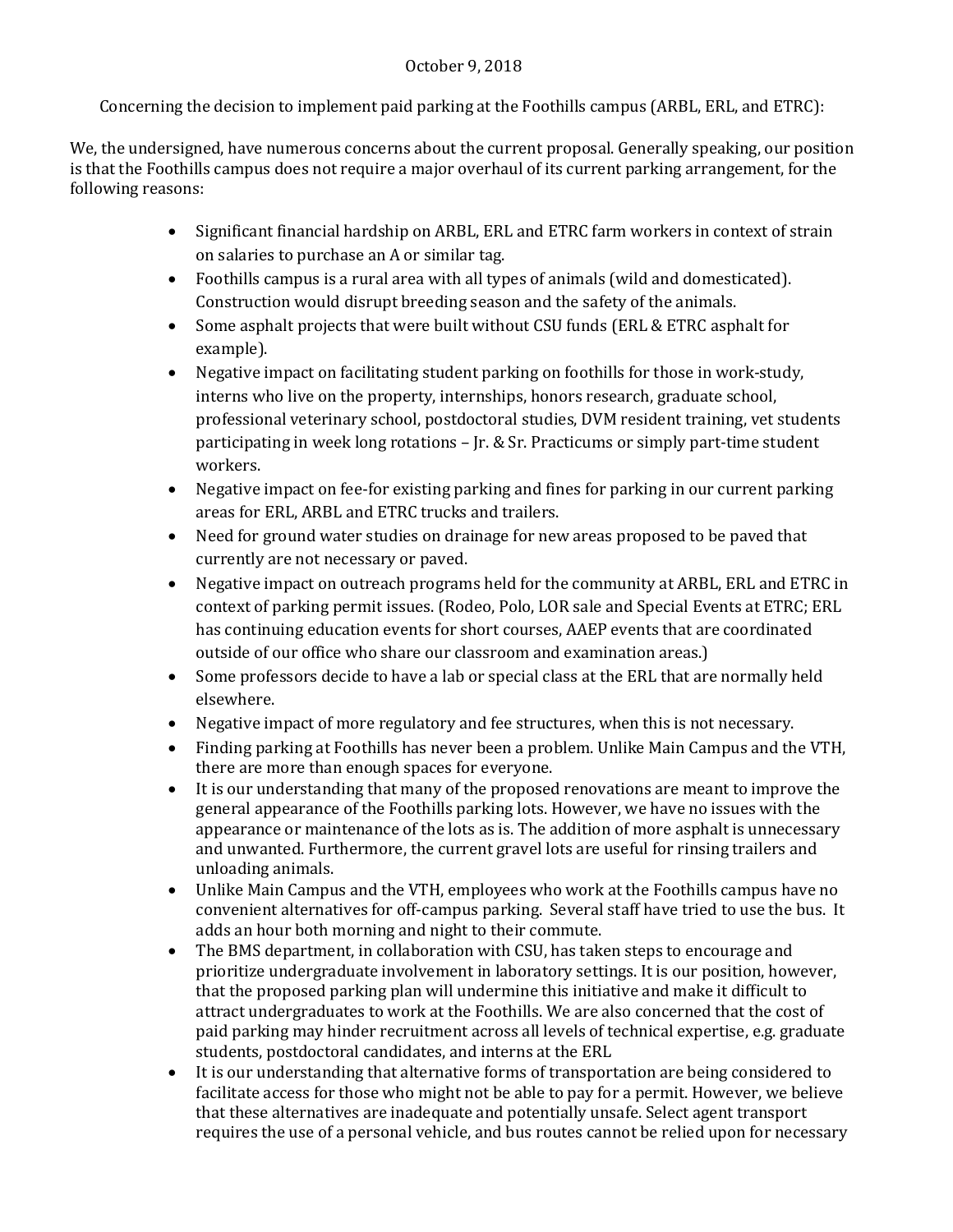October 9, 2018

Concerning the decision to implement paid parking at the Foothills campus (ARBL, ERL, and ETRC):

We, the undersigned, have numerous concerns about the current proposal. Generally speaking, our position is that the Foothills campus does not require a major overhaul of its current parking arrangement, for the following reasons:

- Significant financial hardship on ARBL, ERL and ETRC farm workers in context of strain on salaries to purchase an A or similar tag.
- Foothills campus is a rural area with all types of animals (wild and domesticated). Construction would disrupt breeding season and the safety of the animals.
- Some asphalt projects that were built without CSU funds (ERL & ETRC asphalt for example).
- Negative impact on facilitating student parking on foothills for those in work-study, interns who live on the property, internships, honors research, graduate school, professional veterinary school, postdoctoral studies, DVM resident training, vet students participating in week long rotations – Jr. & Sr. Practicums or simply part-time student workers.
- Negative impact on fee-for existing parking and fines for parking in our current parking areas for ERL, ARBL and ETRC trucks and trailers.
- Need for ground water studies on drainage for new areas proposed to be paved that currently are not necessary or paved.
- Negative impact on outreach programs held for the community at ARBL, ERL and ETRC in context of parking permit issues. (Rodeo, Polo, LOR sale and Special Events at ETRC; ERL has continuing education events for short courses, AAEP events that are coordinated outside of our office who share our classroom and examination areas.)
- Some professors decide to have a lab or special class at the ERL that are normally held elsewhere.
- Negative impact of more regulatory and fee structures, when this is not necessary.
- Finding parking at Foothills has never been a problem. Unlike Main Campus and the VTH, there are more than enough spaces for everyone.
- It is our understanding that many of the proposed renovations are meant to improve the general appearance of the Foothills parking lots. However, we have no issues with the appearance or maintenance of the lots as is. The addition of more asphalt is unnecessary and unwanted. Furthermore, the current gravel lots are useful for rinsing trailers and unloading animals.
- Unlike Main Campus and the VTH, employees who work at the Foothills campus have no convenient alternatives for off-campus parking. Several staff have tried to use the bus. It adds an hour both morning and night to their commute.
- The BMS department, in collaboration with CSU, has taken steps to encourage and prioritize undergraduate involvement in laboratory settings. It is our position, however, that the proposed parking plan will undermine this initiative and make it difficult to attract undergraduates to work at the Foothills. We are also concerned that the cost of paid parking may hinder recruitment across all levels of technical expertise, e.g. graduate students, postdoctoral candidates, and interns at the ERL
- It is our understanding that alternative forms of transportation are being considered to facilitate access for those who might not be able to pay for a permit. However, we believe that these alternatives are inadequate and potentially unsafe. Select agent transport requires the use of a personal vehicle, and bus routes cannot be relied upon for necessary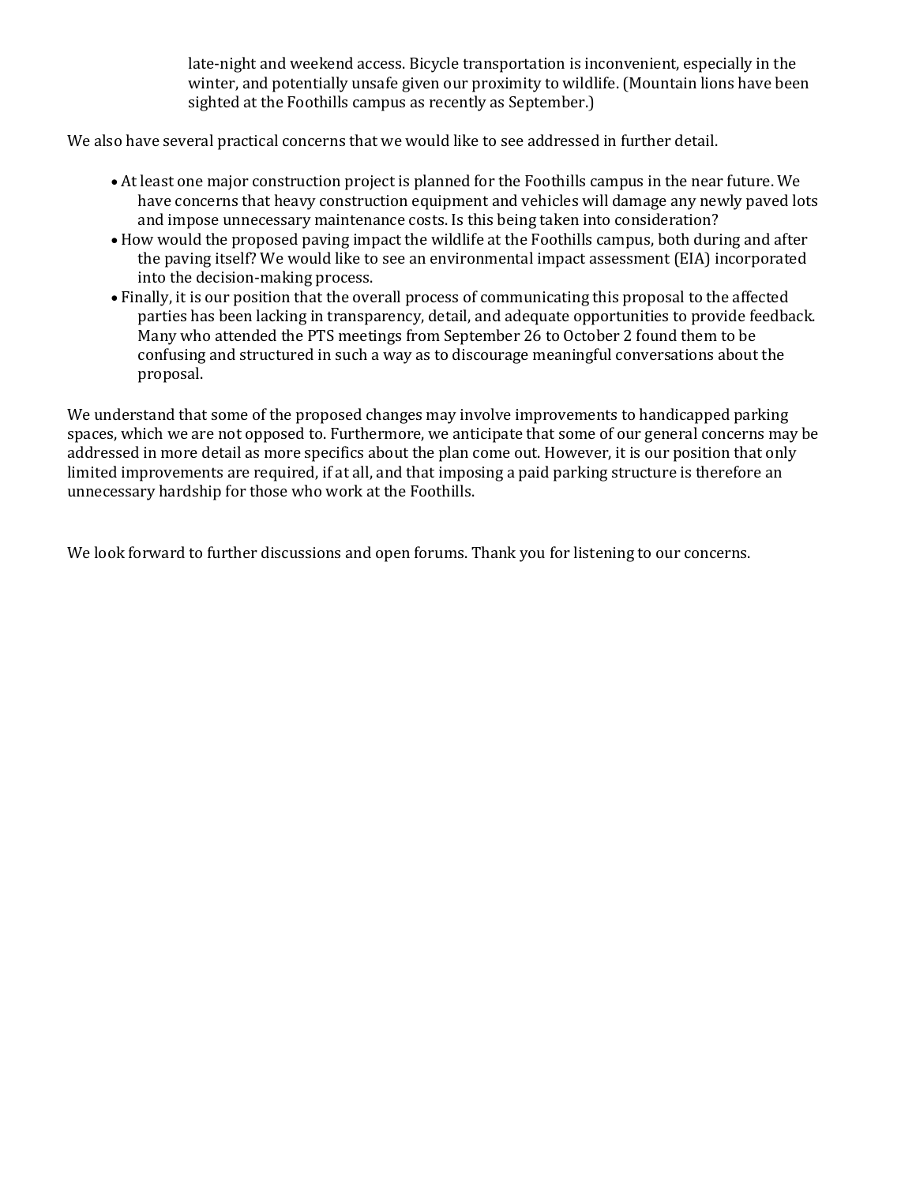late-night and weekend access. Bicycle transportation is inconvenient, especially in the winter, and potentially unsafe given our proximity to wildlife. (Mountain lions have been sighted at the Foothills campus as recently as September.)

We also have several practical concerns that we would like to see addressed in further detail.

- At least one major construction project is planned for the Foothills campus in the near future. We have concerns that heavy construction equipment and vehicles will damage any newly paved lots and impose unnecessary maintenance costs. Is this being taken into consideration?
- How would the proposed paving impact the wildlife at the Foothills campus, both during and after the paving itself? We would like to see an environmental impact assessment (EIA) incorporated into the decision-making process.
- Finally, it is our position that the overall process of communicating this proposal to the affected parties has been lacking in transparency, detail, and adequate opportunities to provide feedback. Many who attended the PTS meetings from September 26 to October 2 found them to be confusing and structured in such a way as to discourage meaningful conversations about the proposal.

We understand that some of the proposed changes may involve improvements to handicapped parking spaces, which we are not opposed to. Furthermore, we anticipate that some of our general concerns may be addressed in more detail as more specifics about the plan come out. However, it is our position that only limited improvements are required, if at all, and that imposing a paid parking structure is therefore an unnecessary hardship for those who work at the Foothills.

We look forward to further discussions and open forums. Thank you for listening to our concerns.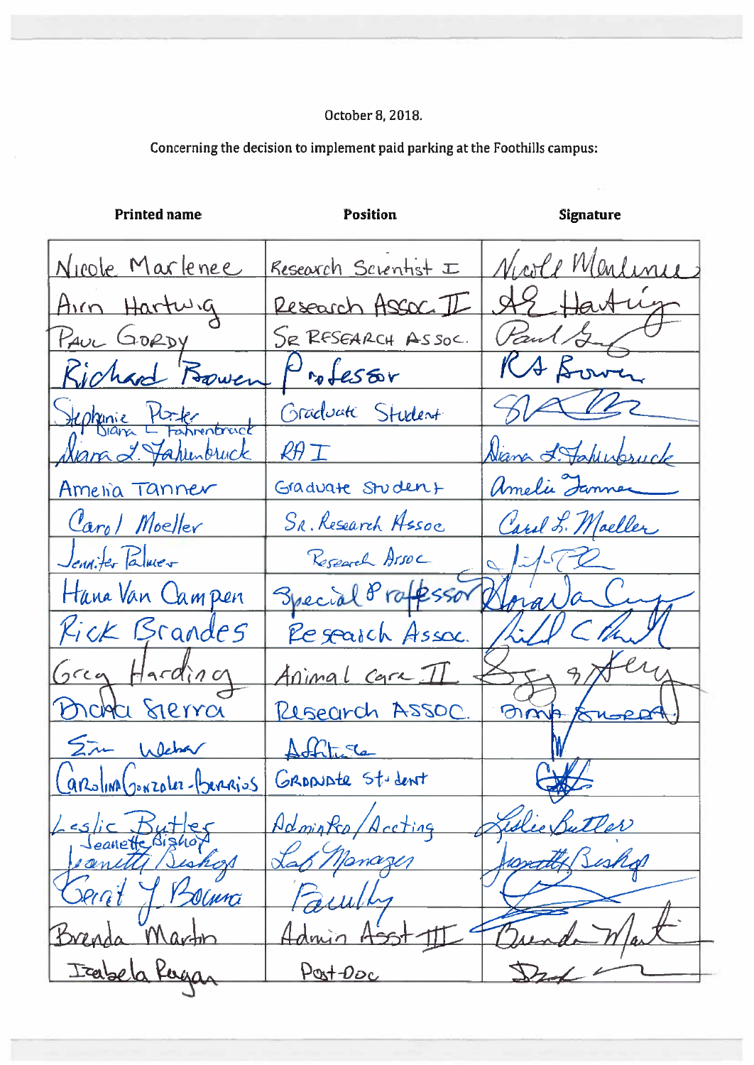October 8, 2018.

Concerning the decision to implement paid parking at the Foothills campus:

| Printed name | Position | Signature |
|---|---|---|
| Nicole Marlenee | Research Scientist I | Nicole Marlenee |
| Ann Hartwig | Research Assoc. II | AE Hartwig |
| Paul Gordy | Sr Research Assoc. | Paul Gordy |
| Richard Bowen | Professor | RA Bowen |
| Stephanie Porter | Graduate Student | [signature] |
| Diana L Fahrenbruck / Diana L. Fahrenbruck | RA I | Diana L. Fahrenbruck |
| Amelia Tanner | Graduate Student | Amelia Tanner |
| Carol Moeller | Sr. Research Assoc | Carol L. Moeller |
| Jennifer Palmer | Research Assoc | [signature] |
| Hana Van Campen | Special Professor | Hana Van Campen |
| Rick Brandes | Research Assoc. | [signature] |
| Greg Harding | Animal Care II | [signature] |
| Diana Sierra | Research Assoc. | Diana Sierra |
| Jim Weber | Athletics | [signature] |
| Carolina Gonzalez-Berrios | Graduate Student | [signature] |
| Leslie Butler | AdminPro/Acting | Leslie Butler |
| Jeanette Bishop / Jeanette Bishop | Lab Manager | Jeanette Bishop |
| Gerrit J. Bouma | Faculty | [signature] |
| Brenda Martin | Admin Asst III | Brenda Martin |
| Izabela Ragan | Post-Doc | [signature] |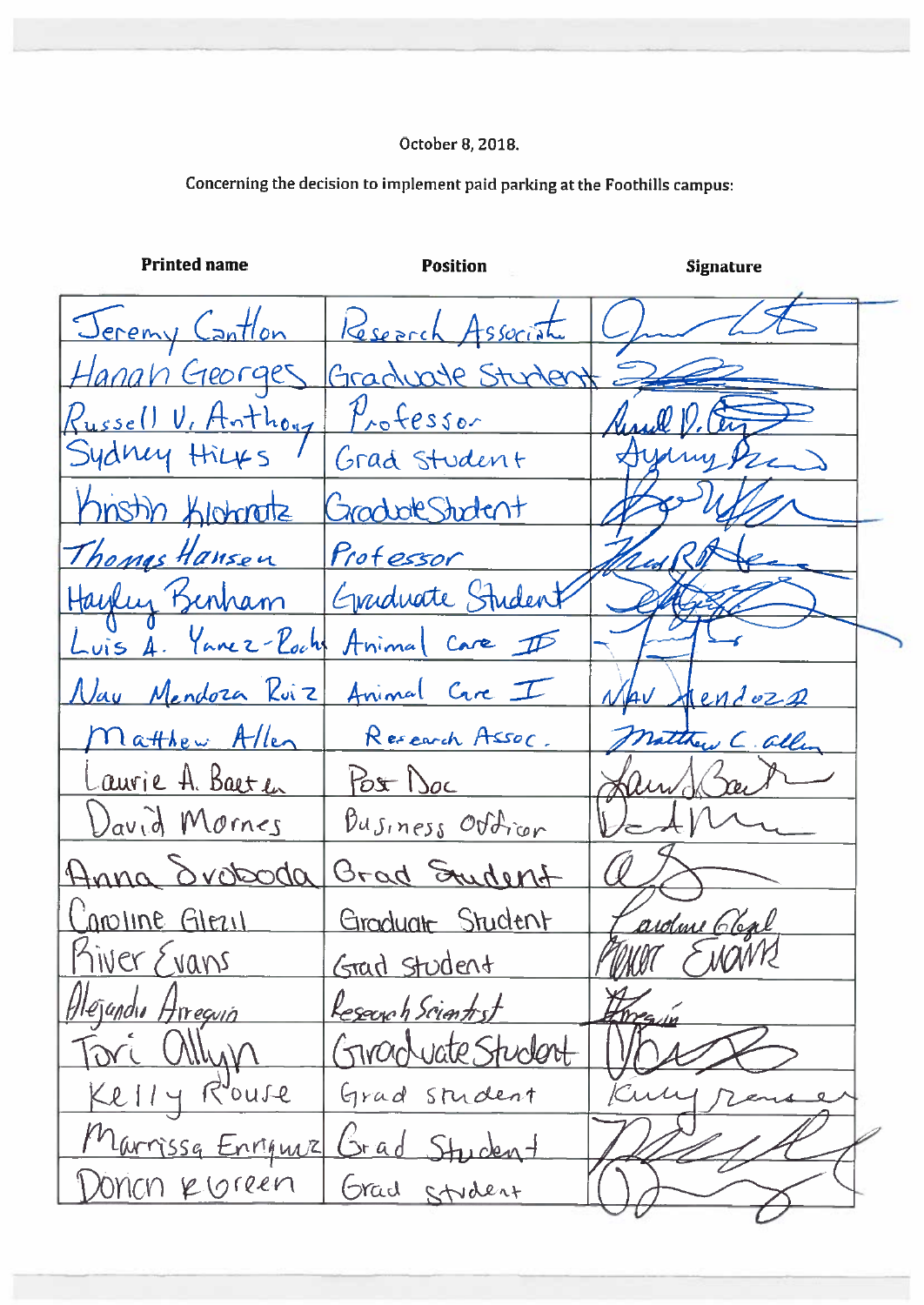October 8, 2018.

Concerning the decision to implement paid parking at the Foothills campus:

| Printed name | Position | Signature |
| --- | --- | --- |
| Jeremy Cantlon | Research Associate | |
| Hanah Georges | Graduate Student | |
| Russell V. Anthony | Professor | |
| Sydney Hicks | Grad Student | |
| Kristin Klohonatz | Graduate Student | |
| Thomas Hansen | Professor | |
| Hayley Benham | Graduate Student | |
| Luis A. Yanez-Pachs | Animal Care II | |
| Nav Mendoza Ruiz | Animal Care I | |
| Matthew Allen | Research Assoc. | |
| Laurie A. Baeten | Post Doc | |
| David Mornes | Business Officer | |
| Anna Svoboda | Grad Student | |
| Caroline Glezil | Graduate Student | |
| River Evans | Grad Student | |
| Alejandro Arregui | Research Scientist | |
| Tori Allyn | Graduate Student | |
| Kelly Rouse | Grad Student | |
| Marrissa Enriquez | Grad Student | |
| Donen Kloreen | Grad Student | |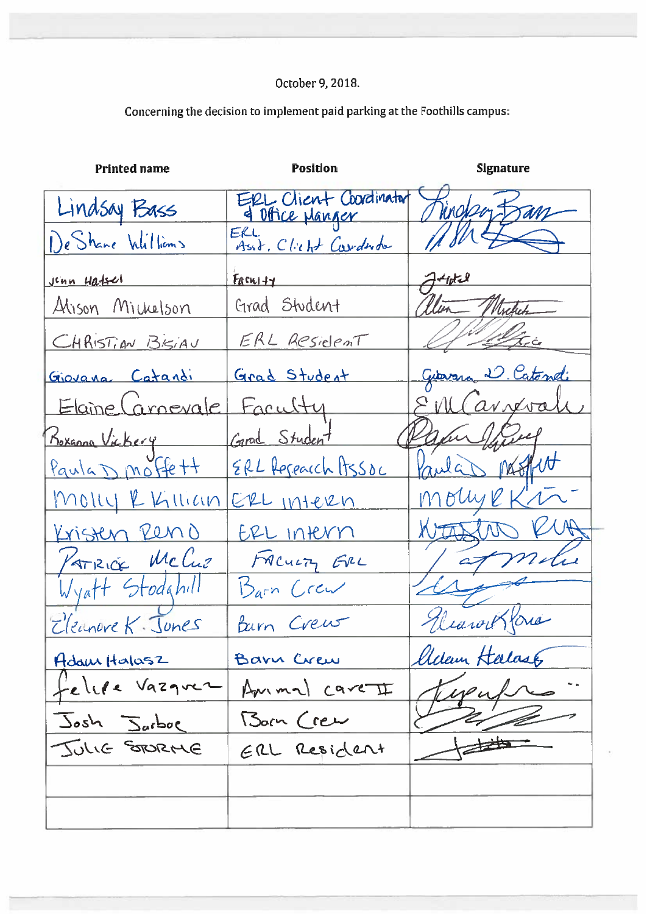October 9, 2018.

Concerning the decision to implement paid parking at the Foothills campus:

| Printed name | Position | Signature |
|---|---|---|
| Lindsay Bass | ERL Client Coordinator & Office Manger | Lindsay Bass |
| DeShane Williams | ERL Asst. Client Coordinator | |
| Jenn Hatzel | Faculty | JHatzel |
| Alison Michelson | Grad Student | Alison Michelson |
| CHRISTIAN BISIAU | ERL Resident | |
| Giovana Catandi | Grad Student | Giovana D. Catandi |
| Elaine Carnevale | Faculty | EM Carnevale |
| Roxanna Vickery | Grad Student | |
| Paula D Moffett | ERL Research Assoc | Paula D Moffett |
| Molly R Killian | ERL Intern | Molly R K |
| Kristen Reno | ERL Intern | |
| PATRICK McCue | FACULTY ERL | |
| Wyatt Stodghill | Barn Crew | |
| Eleanore K. Jones | Barn Crew | |
| Adam Halasz | Barn Crew | Adam Halasz |
| Felipe Vazquez | Animal care II | |
| Josh Jurboe | Barn Crew | |
| JULIE STORME | ERL Resident | |
| | | |
| | | |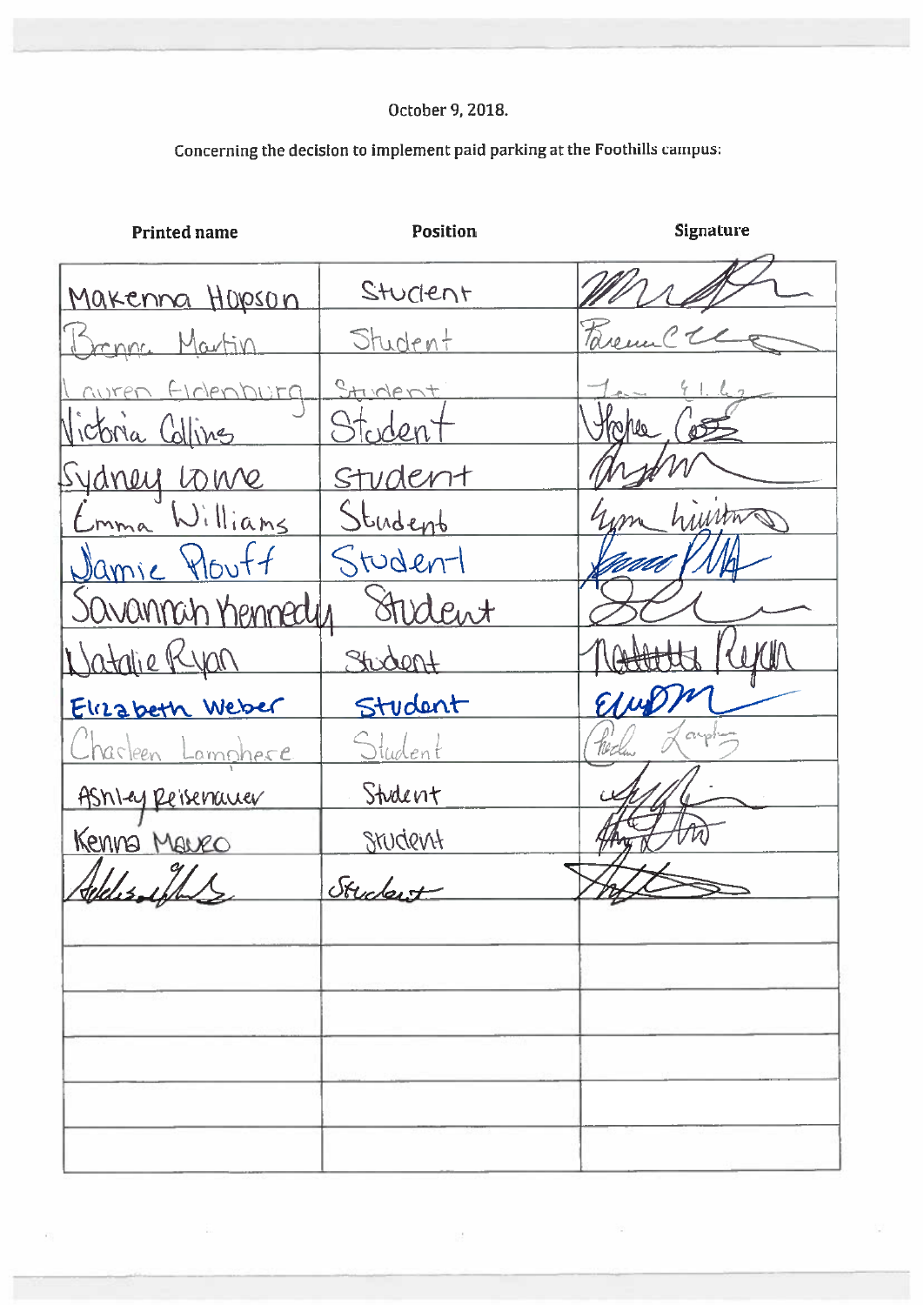October 9, 2018.

Concerning the decision to implement paid parking at the Foothills campus:

| Printed name | Position | Signature |
|---|---|---|
| Makenna Hopson | Student | |
| Brenna Martin | Student | |
| Lauren Eldenburg | Student | |
| Victoria Collins | Student | |
| Sydney Lowe | Student | |
| Emma Williams | Student | |
| Jamie Plouff | Student | |
| Savannah Kennedy | Student | |
| Natalie Ryan | Student | |
| Elizabeth Weber | Student | |
| Charleen Lamphere | Student | |
| Ashley Reisenauer | Student | |
| Kenna Mauro | Student | |
| | Student | |
| | | |
| | | |
| | | |
| | | |
| | | |
| | | |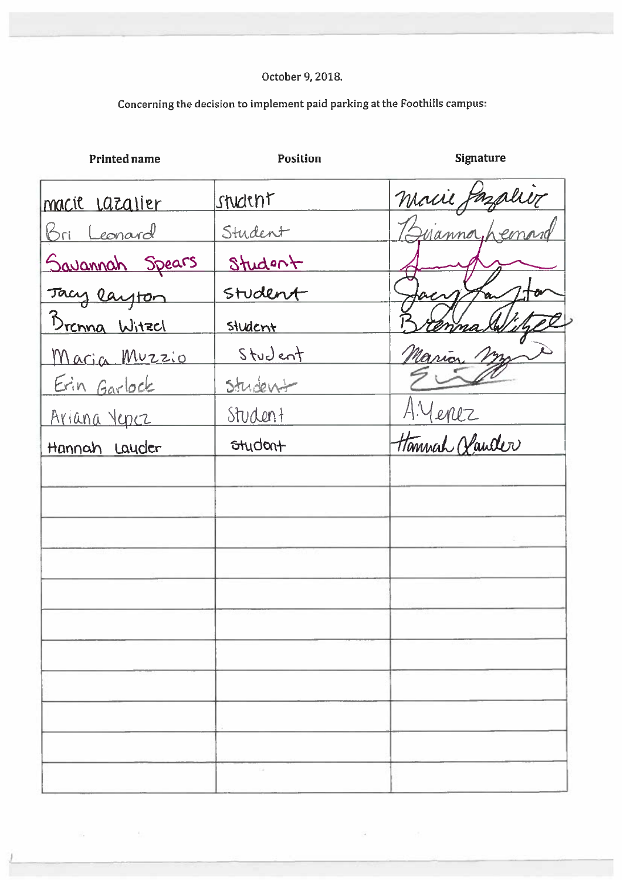October 9, 2018.

Concerning the decision to implement paid parking at the Foothills campus:

| Printed name | Position | Signature |
|---|---|---|
| macie lazalier | student | Macie Lazalier |
| Bri Leonard | Student | Brianna Leonard |
| Savannah Spears | Student | |
| Jacy Layton | student | Jacy Layton |
| Brenna Witzel | student | Brenna Witzel |
| Maria Muzzio | Student | Maria |
| Erin Garlock | student | |
| Ariana Yepez | Student | A. Yepez |
| Hannah Lauder | student | Hannah Lauder |
| | | |
| | | |
| | | |
| | | |
| | | |
| | | |
| | | |
| | | |
| | | |
| | | |
| | | |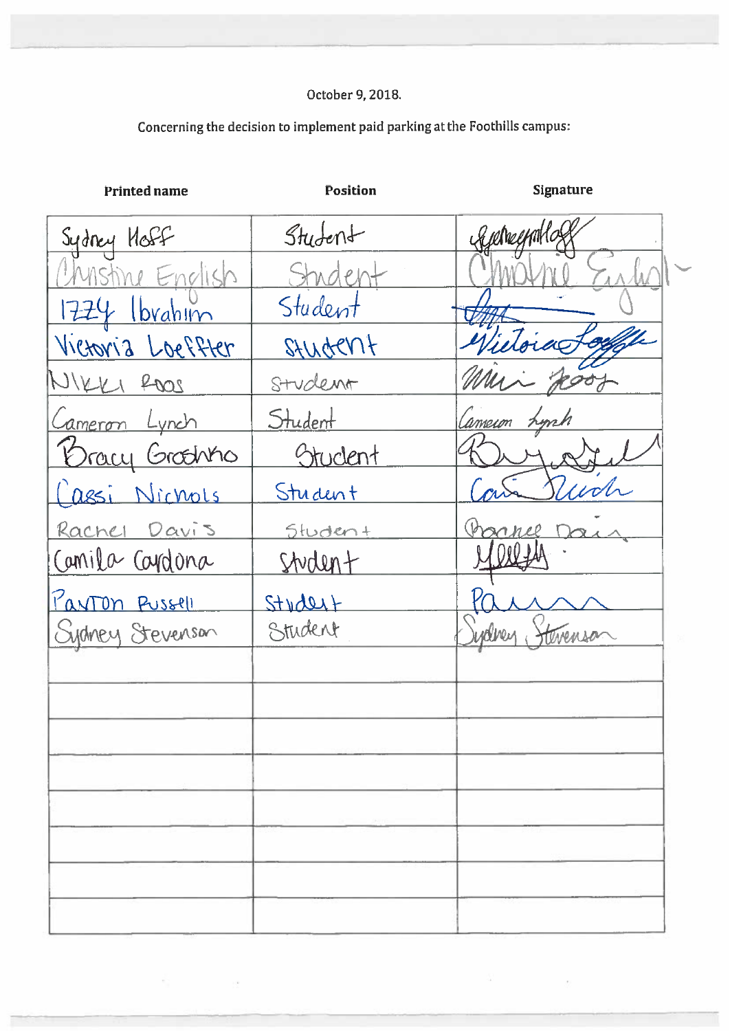October 9, 2018.

Concerning the decision to implement paid parking at the Foothills campus:

| Printed name | Position | Signature |
|---|---|---|
| Sydney Hoff | Student | Sydney Hoff |
| Christine English | Student | Christine English |
| Izzy Ibrahim | Student | |
| Victoria Loeffler | Student | Victoria Loeffler |
| Nikki Roos | Student | Nikki Roos |
| Cameron Lynch | Student | Cameron Lynch |
| Bracy Groshko | Student | |
| Cassi Nichols | Student | Cassi Nichols |
| Rachel Davis | Student | Rachel Davis |
| Camila Cardona | Student | |
| Payton Russell | Student | Pa |
| Sydney Stevenson | Student | Sydney Stevenson |
| | | |
| | | |
| | | |
| | | |
| | | |
| | | |
| | | |
| | | |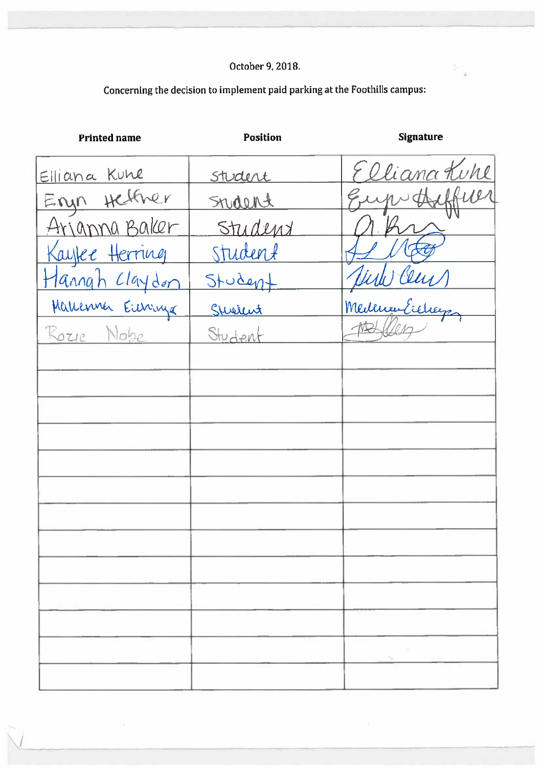October 9, 2018.

Concerning the decision to implement paid parking at the Foothills campus:

| Printed name | Position | Signature |
|---|---|---|
| Elliana Kuhe | Student | Elliana Kuhe |
| Eryn Heffner | Student | Eryn Heffner |
| Arianna Baker | Student | A. B. |
| Kaylee Herring | Student | |
| Hannah Claydon | Student | |
| Makenna Eichinger | Student | Makenna Eichinger |
| Rozie Nobe | Student | |
| | | |
| | | |
| | | |
| | | |
| | | |
| | | |
| | | |
| | | |
| | | |
| | | |
| | | |
| | | |
| | | |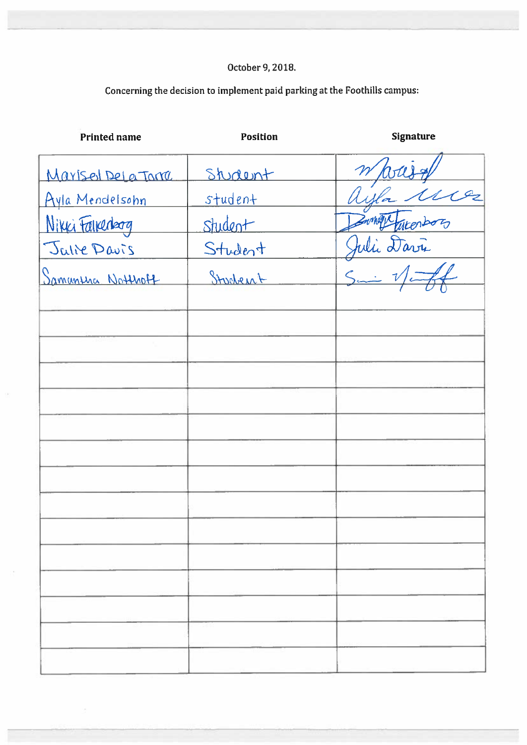October 9, 2018.

Concerning the decision to implement paid parking at the Foothills campus:

| Printed name | Position | Signature |
|---|---|---|
| Marisel De la Torre | Student | Marisel |
| Ayla Mendelsohn | student | Ayla |
| Nikki Falkenberg | Student | Dominique Falkenberg |
| Julie Davis | Student | Julie Davis |
| Samantha Notthoff | Student | Sam Notthoff |
| | | |
| | | |
| | | |
| | | |
| | | |
| | | |
| | | |
| | | |
| | | |
| | | |
| | | |
| | | |
| | | |
| | | |
| | | |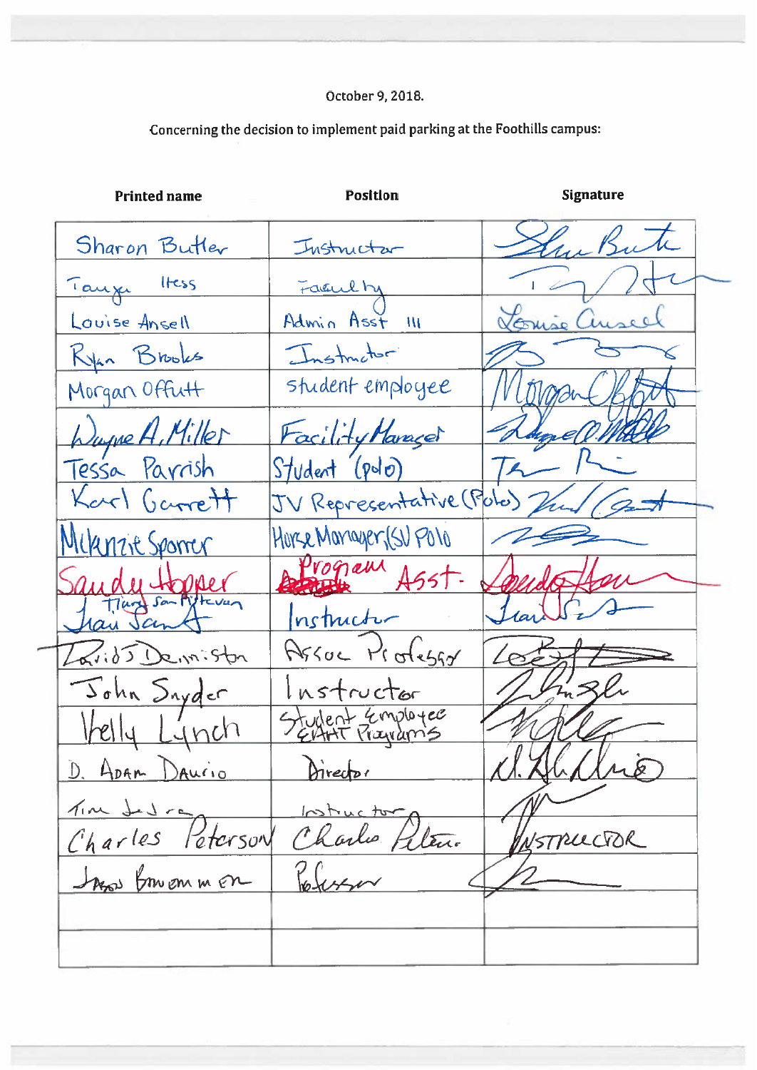October 9, 2018.

Concerning the decision to implement paid parking at the Foothills campus:

| Printed name | Position | Signature |
|---|---|---|
| Sharon Butler | Instructor | |
| Tanya Hess | Faculty | |
| Louise Ansell | Admin Asst III | |
| Ryan Brooks | Instructor | |
| Morgan Offutt | student employee | |
| Wayne A. Miller | Facility Manager | |
| Tessa Parrish | Student (polo) | |
| Karl Garrett | JV Representative (Polo) | |
| Mckenzie Sporrer | Horse Manager (SU Polo) | |
| Sandy Hopper | Program Asst. | |
| Tiana San Fiplevan | Instructor | |
| David Denniston | Assoc Professor | |
| John Snyder | Instructor | |
| Kelly Lynch | Student Employee EHHT Programs | |
| D. Adam Daurio | Director | |
| Tim Judra | Instructor | |
| Charles Peterson | Charles Peterson | INSTRUCTOR |
| Jason Bruemmer | Professor | |
| | | |
| | | |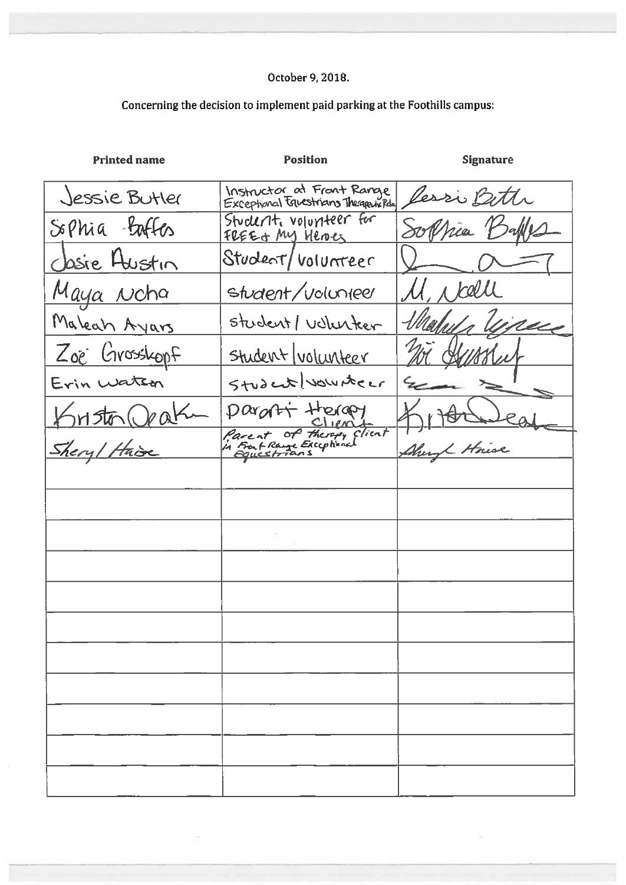October 9, 2018.

Concerning the decision to implement paid parking at the Foothills campus:

| Printed name | Position | Signature |
|---|---|---|
| Jessie Butler | Instructor at Front Range Exceptional Equestrians Therapeutic Ride | Jessi Butler |
| Sophia Baffes | Student, volunteer for FREE + My Heroes | Sophia Baffes |
| Josie Austin | Student/Volunteer | |
| Maya Ncha | student/volunteer | M. Ncha |
| Maleah Ayars | student/volunteer | Maleah Ayars |
| Zoë Grosskopf | student/volunteer | Zoë Grosskopf |
| Erin Watson | student/volunteer | |
| Kristen Deak | parent therapy client | Kristen Deak |
| Sheryl Haise | Parent of therapy client in Front Range Exceptional Equestrians | Sheryl Haise |
| | | |
| | | |
| | | |
| | | |
| | | |
| | | |
| | | |
| | | |
| | | |
| | | |
| | | |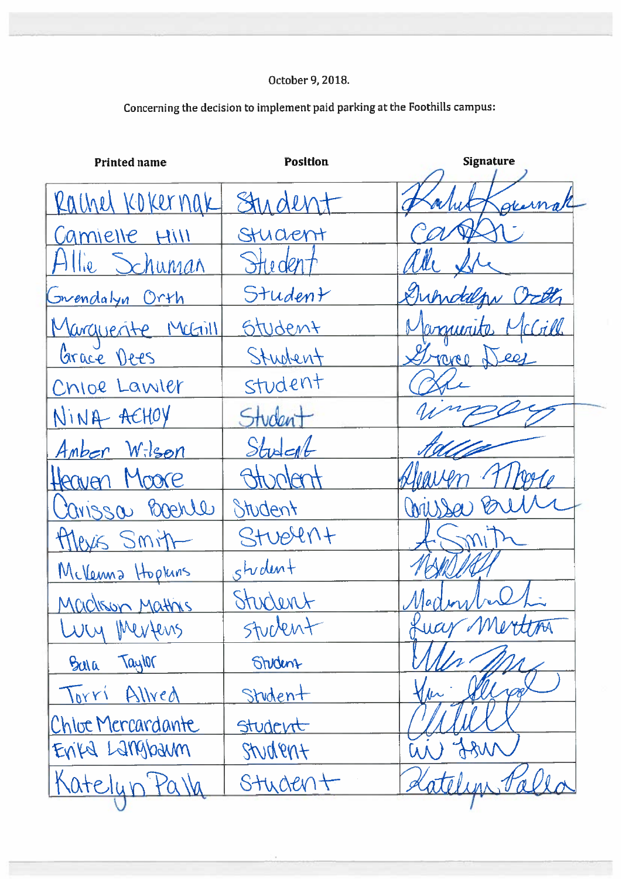October 9, 2018.

Concerning the decision to implement paid parking at the Foothills campus:

| Printed name | Position | Signature |
|---|---|---|
| Rachel Kokernak | Student | Rachel Kokernak |
| Camielle Hill | Student | |
| Allie Schuman | Student | |
| Gwendalyn Orth | Student | Gwendalyn Orth |
| Marguerite McGill | Student | Marguerite McGill |
| Grace Dees | Student | Grace Dees |
| Chloe Lawler | Student | |
| NINA ACHOY | Student | |
| Amber Wilson | Student | |
| Heaven Moore | Student | Heaven Moore |
| Carissa Boehle | Student | Carissa |
| Alexis Smith | Student | A Smith |
| McKenna Hopkins | Student | |
| Madison Mathis | Student | |
| Lucy Mertens | Student | Lucy Mertens |
| Bala Taylor | Student | |
| Torri Allred | Student | |
| Chloe Mercardante | Student | |
| Erika Langbaum | Student | |
| Katelyn Palla | Student | Katelyn Palla |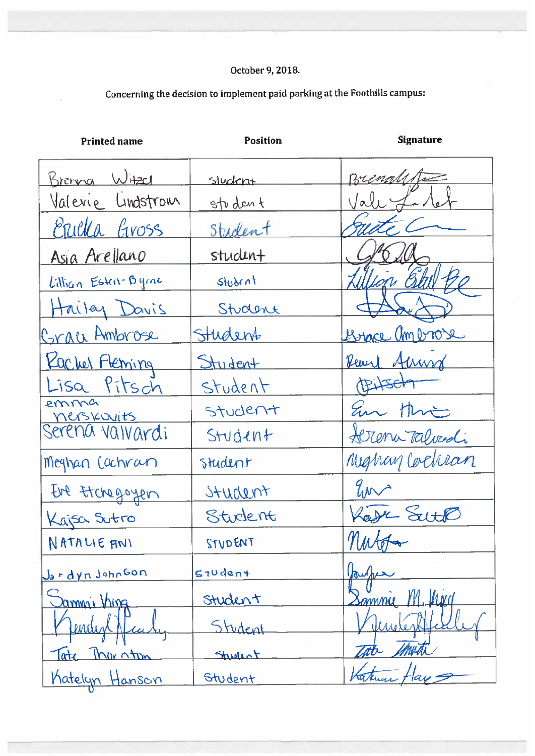October 9, 2018.

Concerning the decision to implement paid parking at the Foothills campus:

| Printed name | Position | Signature |
|---|---|---|
| Brenna Witzel | student | Brenna W |
| Valerie Lindstrom | student | Vale Lindstrom |
| Ericka Gross | Student | Ericka G |
| Asia Arellano | student | AA |
| Lillian Estell-Byrne | student | Lillian Estell Byrne |
| Hailey Davis | Student | HD |
| Grace Ambrose | Student | Grace Ambrose |
| Rachel Fleming | Student | Rachel Fleming |
| Lisa Pitsch | Student | Pitsch |
| emma nerskovits | student | Em H |
| Serena Valvardi | Student | Serena Valvardi |
| Meghan Cochran | student | Meghan Cochran |
| Eve Etchegoyen | Student | Eve |
| Kaisa Sutro | Student | Kaisa Sutro |
| NATALIE ANI | STUDENT | Nat |
| Jordyn Johnson | student | Jordyn |
| Sammi King | Student | Sammie M. King |
| Kendyl Healy | Student | Kendyl Healy |
| Tate Thornton | Student | Tate Thornton |
| Katelyn Hanson | Student | Katelyn Hanson |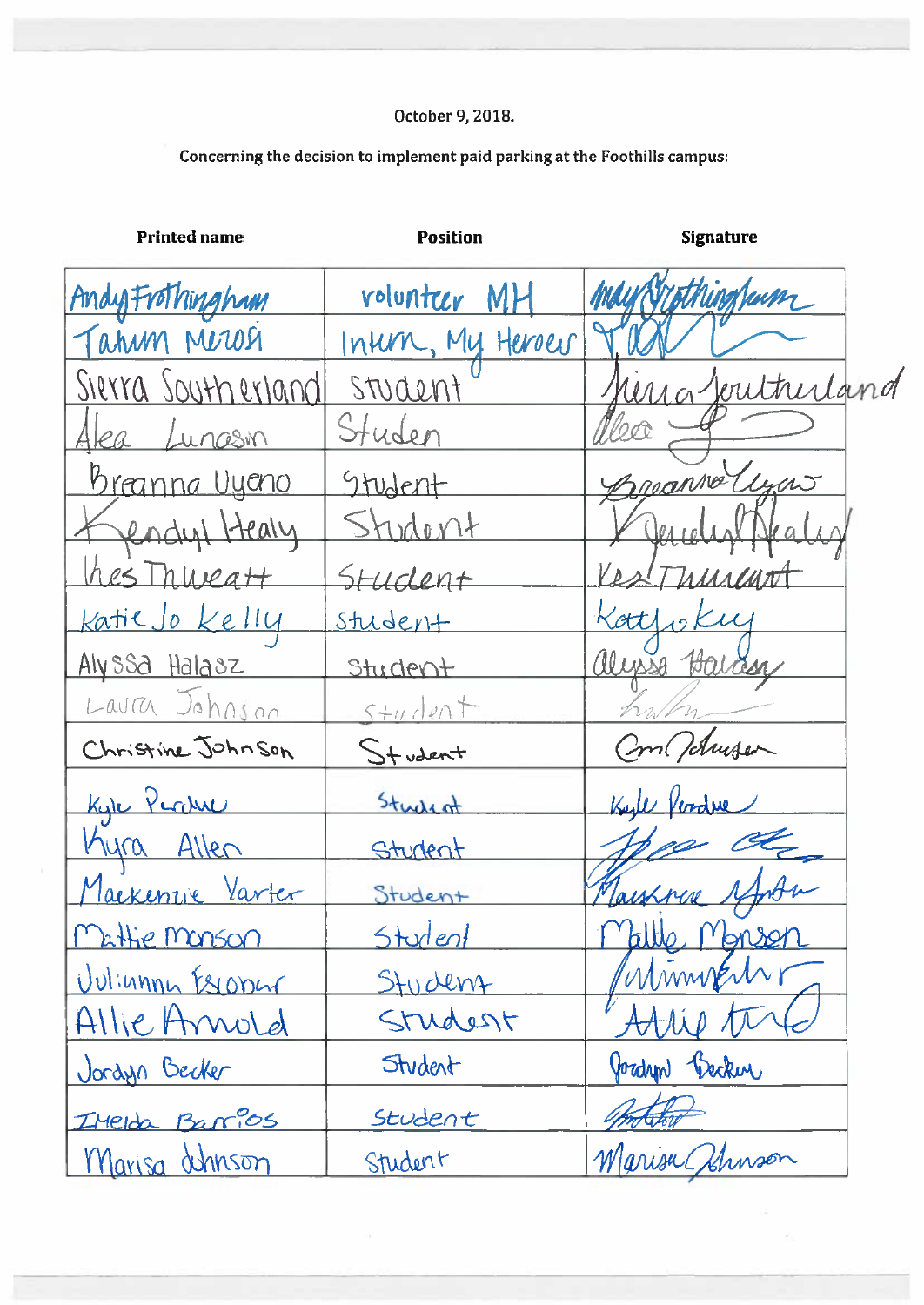October 9, 2018.

**Concerning the decision to implement paid parking at the Foothills campus:**

| Printed name | Position | Signature |
|---|---|---|
| Andy Frothingham | volunteer MH | Andy Frothingham |
| Tahum Merosi | Intern, My Heroes | [signature] |
| Sierra Southerland | Student | Sierra Southerland |
| Alea Lunasin | Studen | [signature] |
| Breanna Uyeno | Student | Breanna Uyeno |
| Kendyl Healy | Student | Kendyl Healy |
| Kes Thweatt | Student | Kes Thweatt |
| Katie Jo Kelly | Student | Katie Jo Kelly |
| Alyssa Halasz | Student | Alyssa Halasz |
| Laura Johnson | Student | [signature] |
| Christine Johnson | Student | C. Johnson |
| Kyle Perdue | Student | Kyle Perdue |
| Kyra Allen | Student | [signature] |
| Mackenzie Yarter | Student | Mackenzie Yarter |
| Mattie Monson | Student | Mattie Monson |
| Julianna Escobar | Student | [signature] |
| Allie Arnold | Student | Allie Arnold |
| Jordyn Becker | Student | Jordyn Becker |
| Imelda Barrios | Student | [signature] |
| Marisa Johnson | Student | Marisa Johnson |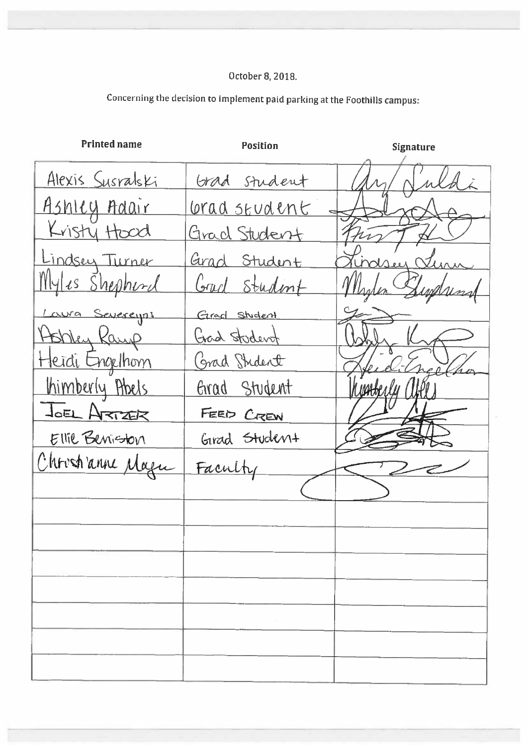October 8, 2018.

Concerning the decision to implement paid parking at the Foothills campus:

| Printed name | Position | Signature |
|---|---|---|
| Alexis Susralski | Grad Student | |
| Ashley Adair | Grad Student | |
| Kristy Hood | Grad Student | |
| Lindsey Turner | Grad Student | |
| Myles Shepherd | Grad Student | |
| Laura Severeyns | Grad Student | |
| Ashley Ramp | Grad Student | |
| Heidi Engelhorn | Grad Student | |
| Kimberly Abels | Grad Student | |
| Joel Artzer | Feed Crew | |
| Ellie Beniston | Grad Student | |
| Christianne Magee | Faculty | |
| | | |
| | | |
| | | |
| | | |
| | | |
| | | |
| | | |
| | | |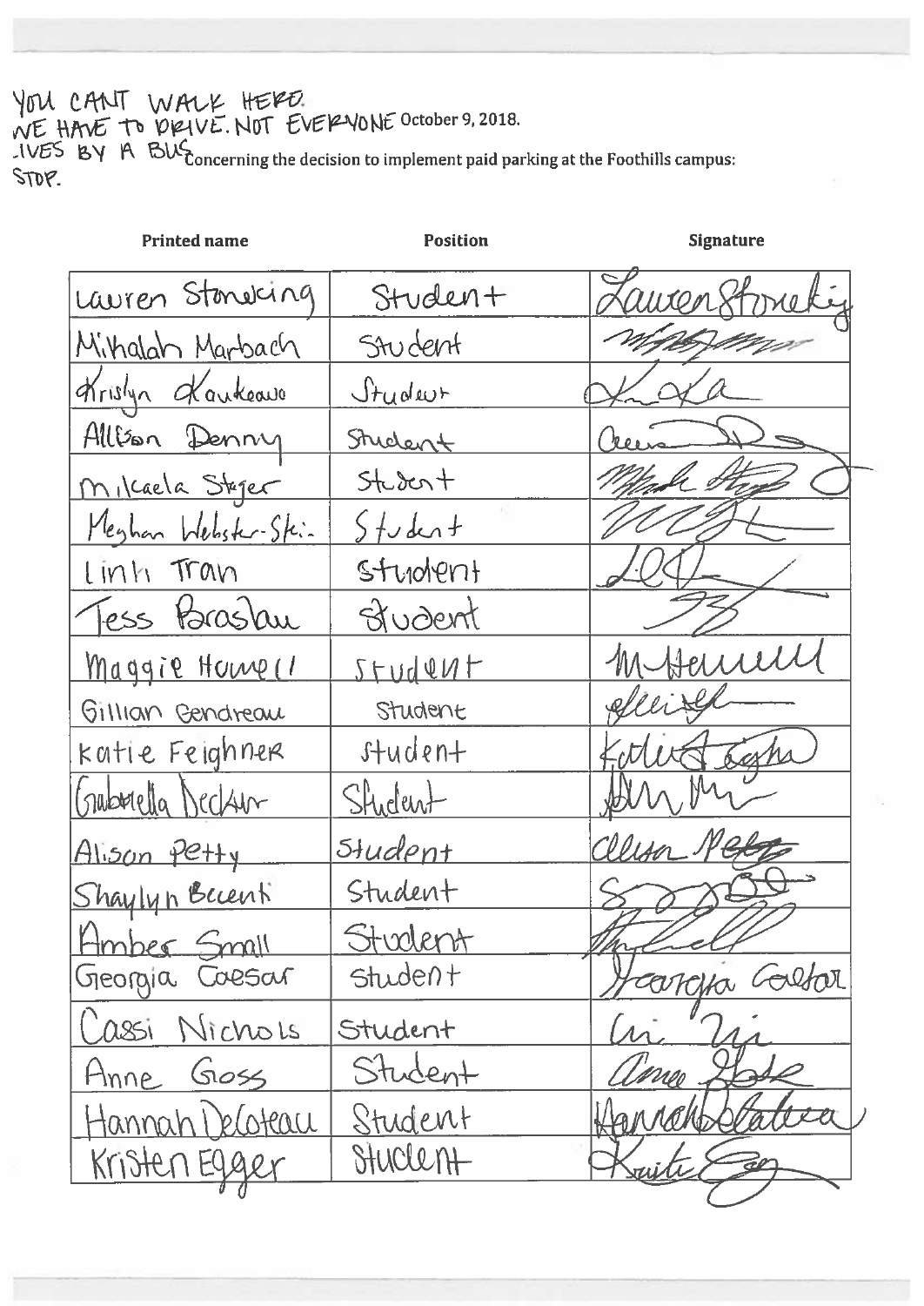YOU CAN'T WALK HERE.
WE HAVE TO DRIVE. NOT EVERYONE
LIVES BY A BUS
STOP.

October 9, 2018.

Concerning the decision to implement paid parking at the Foothills campus:

| Printed name | Position | Signature |
|---|---|---|
| Lauren Stoneking | Student | Lauren Stoneking |
| Mihalah Marbach | Student | |
| Krislyn Kaukeano | Student | |
| Allison Denny | Student | |
| Mikaela Styer | Student | |
| Meghan Webster-Ski | Student | |
| Linh Tran | Student | |
| Tess Braslau | Student | |
| Maggie Howell | Student | M Howell |
| Gillian Gendreau | Student | |
| Katie Feighner | Student | Katie Feighner |
| Gabriella Decker | Student | |
| Alison Petty | Student | Alison Petty |
| Shaylyn Becenti | Student | |
| Amber Small | Student | |
| Georgia Caesar | Student | Georgia Caesar |
| Cassi Nichols | Student | |
| Anne Goss | Student | Anne Goss |
| Hannah DeCoteau | Student | Hannah DeCoteau |
| Kristen Egger | Student | Kristen Egger |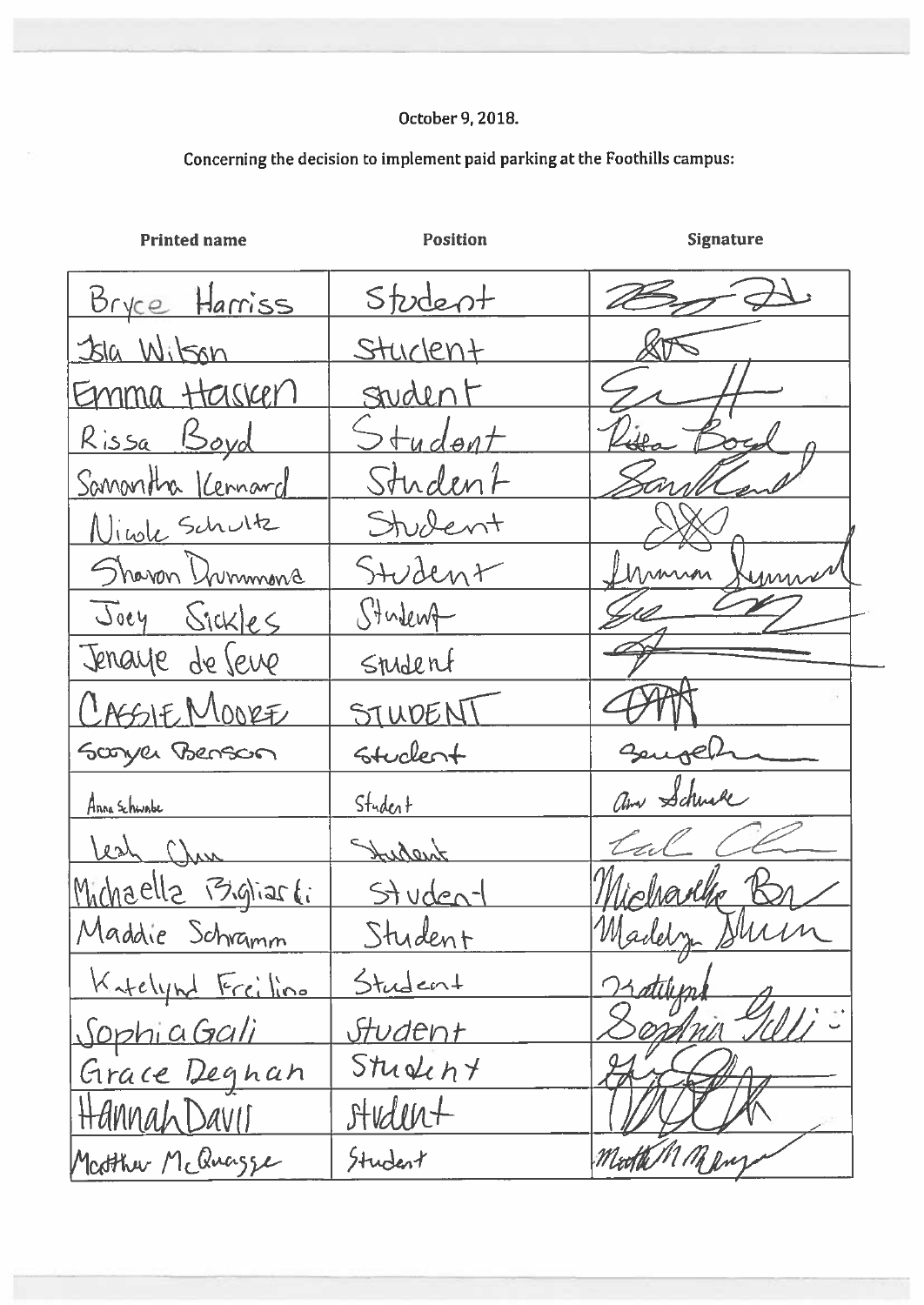October 9, 2018.

Concerning the decision to implement paid parking at the Foothills campus:

| Printed name | Position | Signature |
|---|---|---|
| Bryce Harriss | Student | |
| Isla Wilson | Student | |
| Emma Hasken | Student | |
| Rissa Boyd | Student | |
| Samantha Kennard | Student | |
| Nicole Schultz | Student | |
| Sharon Drummond | Student | |
| Joey Sickles | Student | |
| Jenaye de Seve | Student | |
| CASSIE MOORE | STUDENT | |
| Sawyer Benson | Student | |
| Anna Schwabe | Student | |
| Leah Chen | Student | |
| Michaella Bigliardi | Student | |
| Maddie Schramm | Student | |
| Katelynd Freilino | Student | |
| Sophia Gali | Student | |
| Grace Deghan | Student | |
| Hannah Davis | Student | |
| Matthew McQuaggae | Student | |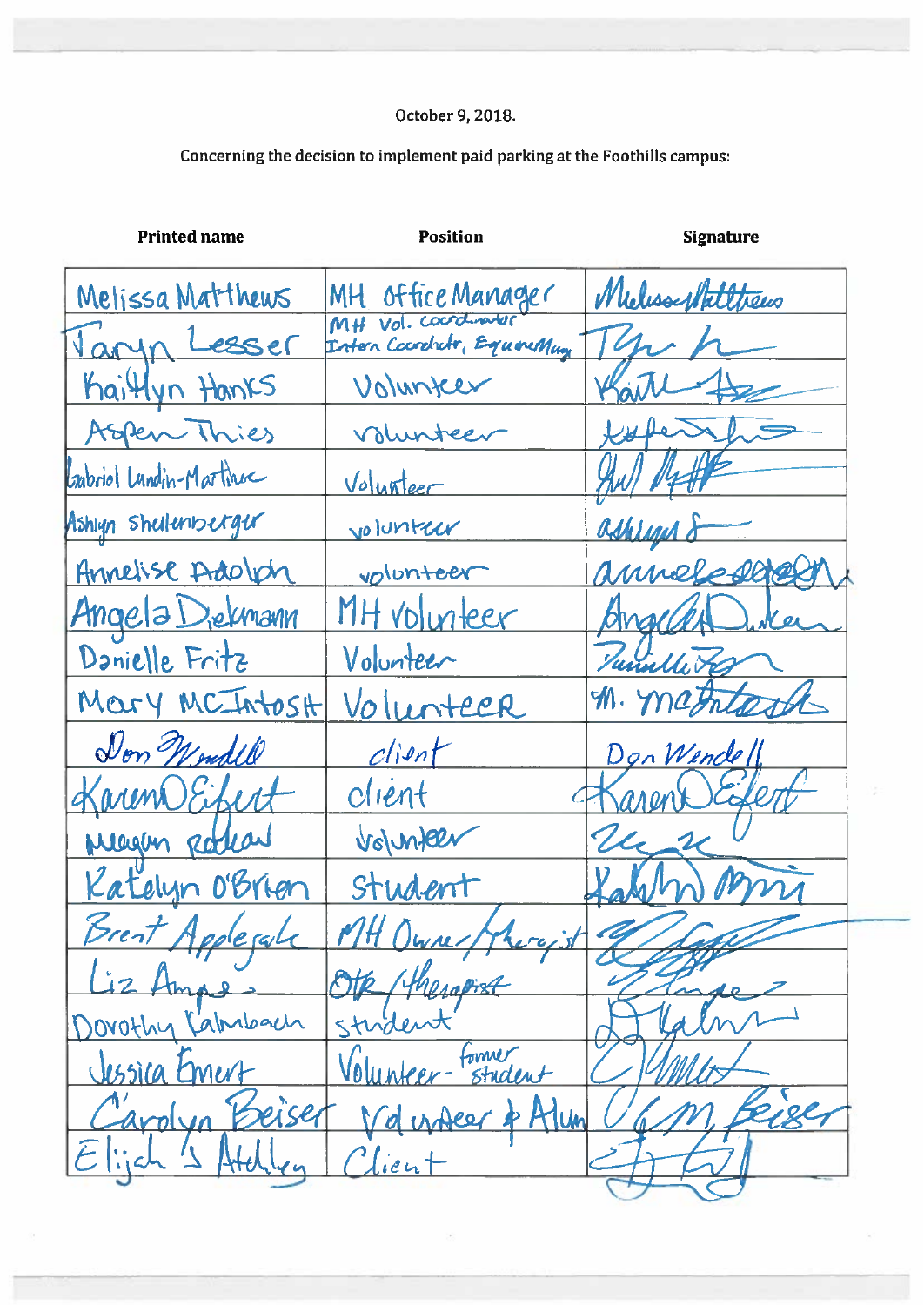October 9, 2018.

Concerning the decision to implement paid parking at the Foothills campus:

| Printed name | Position | Signature |
|---|---|---|
| Melissa Matthews | MH Office Manager | Melissa Matthews |
| Taryn Lesser | MH Vol. Coordinator Intern Coordinator, Equine Mang | |
| Kaitlyn Hanks | Volunteer | |
| Aspen Thies | volunteer | |
| Gabriel Landin-Marthew | Volunteer | |
| Ashlyn Shellenberger | volunteer | |
| Annelise Adolph | volunteer | |
| Angela Diekmann | MH Volunteer | |
| Danielle Fritz | Volunteer | |
| Mary McIntosh | Volunteer | M. McIntosh |
| Don Wendell | client | Don Wendell |
| Karen Eifert | client | Karen Eifert |
| Megan Rodeau | volunteer | |
| Katelyn O'Brien | Student | |
| Brent Applegate | MH Owner/Therapist | |
| Liz Ames | OTR/therapist | |
| Dorothy Kalmbach | student | |
| Jessica Emert | Volunteer - former student | |
| Carolyn Beiser | Volunteer & Alum | C M Beiser |
| Elijah S Atchley | Client | |